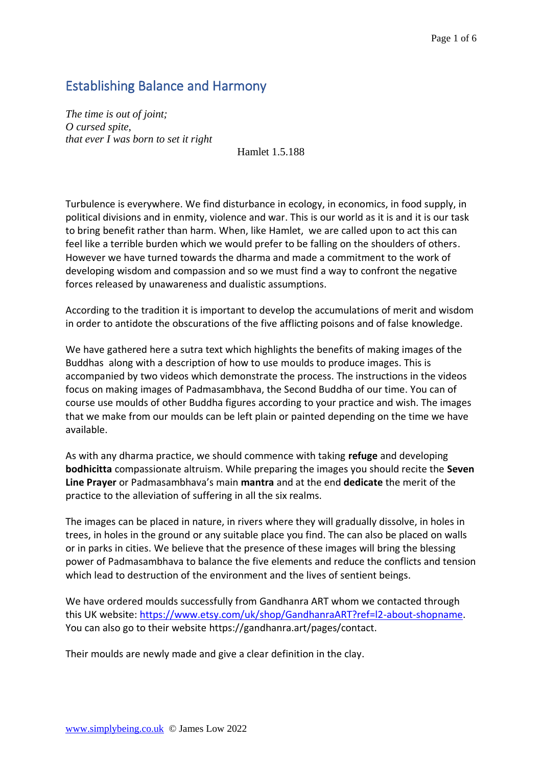# Establishing Balance and Harmony

*The time is out of joint;*
*O cursed spite,*
*that ever I was born to set it right*

Hamlet 1.5.188

Turbulence is everywhere. We find disturbance in ecology, in economics, in food supply, in political divisions and in enmity, violence and war. This is our world as it is and it is our task to bring benefit rather than harm. When, like Hamlet, we are called upon to act this can feel like a terrible burden which we would prefer to be falling on the shoulders of others. However we have turned towards the dharma and made a commitment to the work of developing wisdom and compassion and so we must find a way to confront the negative forces released by unawareness and dualistic assumptions.

According to the tradition it is important to develop the accumulations of merit and wisdom in order to antidote the obscurations of the five afflicting poisons and of false knowledge.

We have gathered here a sutra text which highlights the benefits of making images of the Buddhas along with a description of how to use moulds to produce images. This is accompanied by two videos which demonstrate the process. The instructions in the videos focus on making images of Padmasambhava, the Second Buddha of our time. You can of course use moulds of other Buddha figures according to your practice and wish. The images that we make from our moulds can be left plain or painted depending on the time we have available.

As with any dharma practice, we should commence with taking **refuge** and developing **bodhicitta** compassionate altruism. While preparing the images you should recite the **Seven Line Prayer** or Padmasambhava's main **mantra** and at the end **dedicate** the merit of the practice to the alleviation of suffering in all the six realms.

The images can be placed in nature, in rivers where they will gradually dissolve, in holes in trees, in holes in the ground or any suitable place you find. The can also be placed on walls or in parks in cities. We believe that the presence of these images will bring the blessing power of Padmasambhava to balance the five elements and reduce the conflicts and tension which lead to destruction of the environment and the lives of sentient beings.

We have ordered moulds successfully from Gandhanra ART whom we contacted through this UK website: https://www.etsy.com/uk/shop/GandhanraART?ref=l2-about-shopname. You can also go to their website https://gandhanra.art/pages/contact.

Their moulds are newly made and give a clear definition in the clay.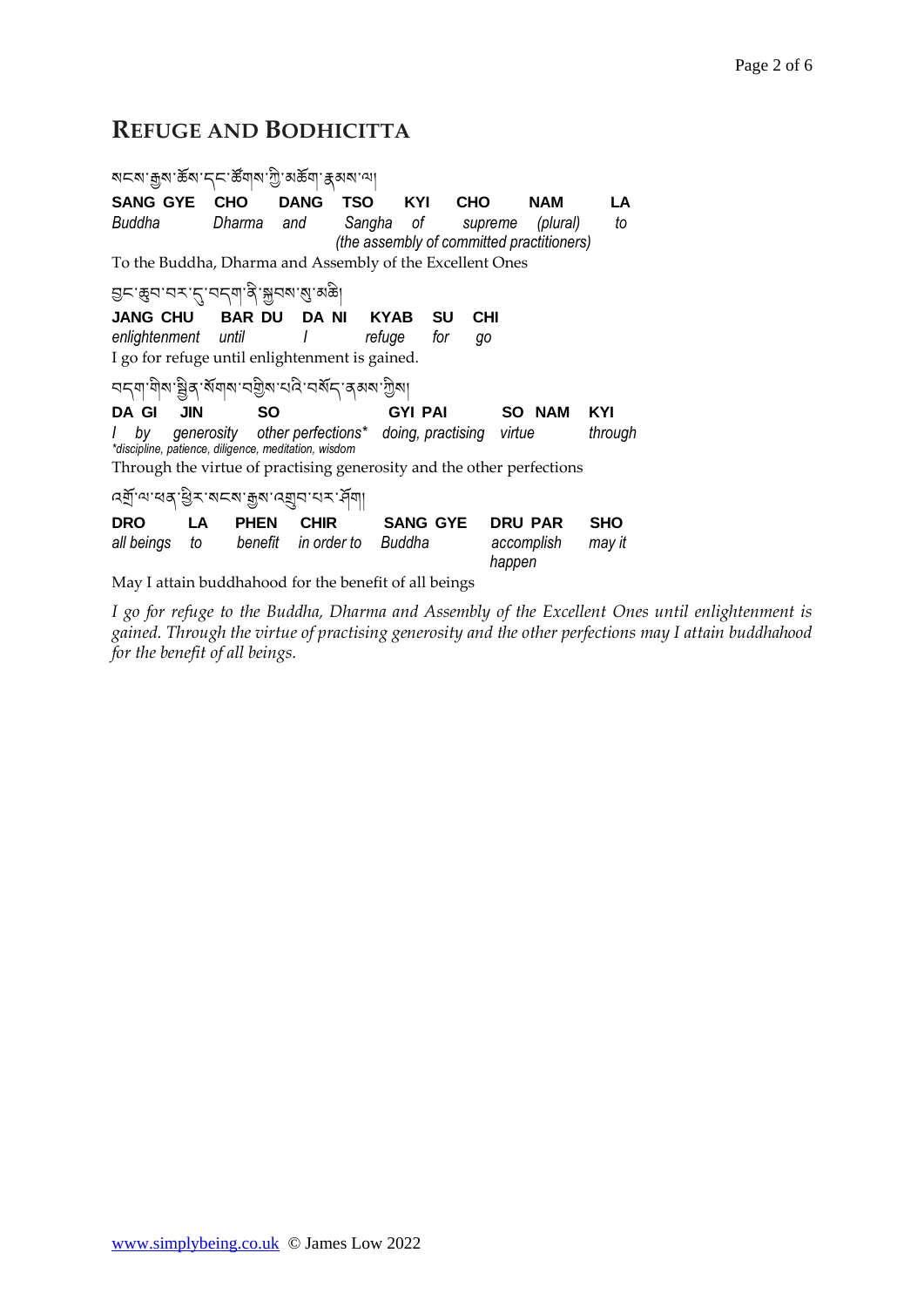## REFUGE AND BODHICITTA

སངས་རྒྱས་ཆོས་དང་ཚོགས་ཀྱི་མཆོག་རྣམས་ལ།

| SANG GYE | CHO | DANG | TSO | KYI | CHO | NAM | LA |
|---|---|---|---|---|---|---|---|
| *Buddha* | *Dharma* | *and* | *Sangha (the assembly of committed practitioners)* | *of* | *supreme* | *(plural)* | *to* |

To the Buddha, Dharma and Assembly of the Excellent Ones

བྱང་ཆུབ་བར་དུ་བདག་ནི་སྐྱབས་སུ་མཆི།

| JANG CHU | BAR DU | DA NI | KYAB | SU | CHI |
|---|---|---|---|---|---|
| *enlightenment* | *until* | *I* | *refuge* | *for* | *go* |

I go for refuge until enlightenment is gained.

བདག་གིས་སྦྱིན་སོགས་བགྱིས་པའི་བསོད་ནམས་ཀྱིས།

| DA GI | JIN | SO | GYI PAI | SO NAM | KYI |
|---|---|---|---|---|---|
| *I by* | *generosity* | *other perfections** | *doing, practising* | *virtue* | *through* |

*\*discipline, patience, diligence, meditation, wisdom*

Through the virtue of practising generosity and the other perfections

འགྲོ་ལ་ཕན་ཕྱིར་སངས་རྒྱས་འགྲུབ་པར་ཤོག།

| DRO | LA | PHEN | CHIR | SANG GYE | DRU PAR | SHO |
|---|---|---|---|---|---|---|
| *all beings* | *to* | *benefit* | *in order to* | *Buddha* | *accomplish happen* | *may it* |

May I attain buddhahood for the benefit of all beings

*I go for refuge to the Buddha, Dharma and Assembly of the Excellent Ones until enlightenment is gained. Through the virtue of practising generosity and the other perfections may I attain buddhahood for the benefit of all beings.*

www.simplybeing.co.uk © James Low 2022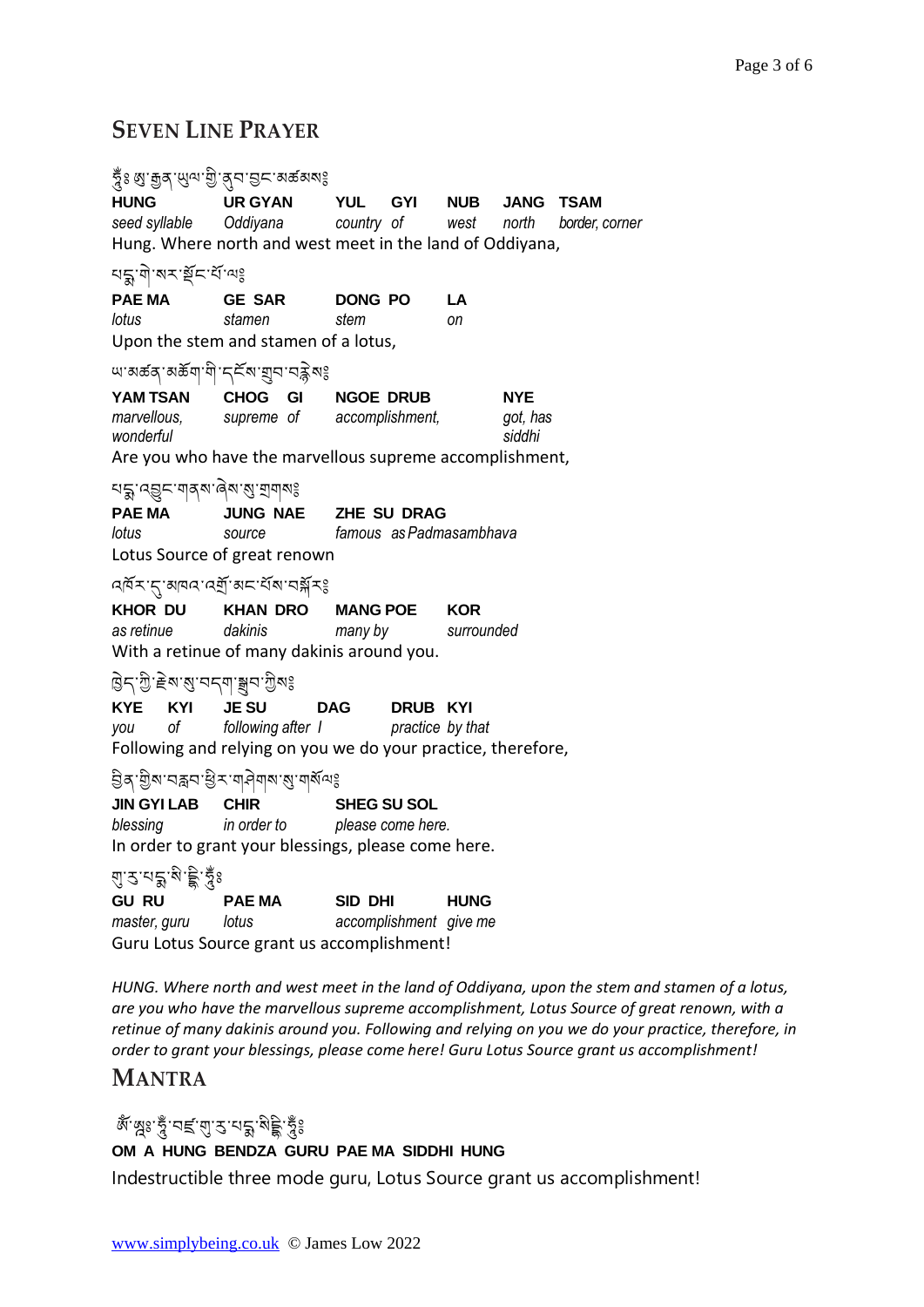## SEVEN LINE PRAYER

ཧཱུྃ༔ ཨོ་རྒྱན་ཡུལ་གྱི་ནུབ་བྱང་མཚམས༔

| HUNG | UR GYAN | YUL GYI | NUB | JANG | TSAM |
|---|---|---|---|---|---|
| *seed syllable* | *Oddiyana* | *country of* | *west* | *north* | *border, corner* |

Hung. Where north and west meet in the land of Oddiyana,

པདྨ་གེ་སར་སྡོང་པོ་ལ༔

| PAE MA | GE SAR | DONG PO | LA |
|---|---|---|---|
| *lotus* | *stamen* | *stem* | *on* |

Upon the stem and stamen of a lotus,

ཡ་མཚན་མཆོག་གི་དངོས་གྲུབ་བརྙེས༔

| YAM TSAN | CHOG GI | NGOE DRUB | NYE |
|---|---|---|---|
| *marvellous, wonderful* | *supreme of* | *accomplishment,* | *got, has siddhi* |

Are you who have the marvellous supreme accomplishment,

པདྨ་འབྱུང་གནས་ཞེས་སུ་གྲགས༔

| PAE MA | JUNG NAE | ZHE SU DRAG |
|---|---|---|
| *lotus* | *source* | *famous as Padmasambhava* |

Lotus Source of great renown

འཁོར་དུ་མཁའ་འགྲོ་མང་པོས་བསྐོར༔

| KHOR DU | KHAN DRO | MANG POE | KOR |
|---|---|---|---|
| *as retinue* | *dakinis* | *many by* | *surrounded* |

With a retinue of many dakinis around you.

ཁྱེད་ཀྱི་རྗེས་སུ་བདག་སྒྲུབ་ཀྱིས༔

| KYE | KYI | JE SU | DAG | DRUB | KYI |
|---|---|---|---|---|---|
| *you* | *of* | *following after* | *I* | *practice* | *by that* |

Following and relying on you we do your practice, therefore,

བྱིན་གྱིས་བརླབ་ཕྱིར་གཤེགས་སུ་གསོལ༔

| JIN GYI LAB | CHIR | SHEG SU SOL |
|---|---|---|
| *blessing* | *in order to* | *please come here.* |

In order to grant your blessings, please come here.

གུ་རུ་པདྨ་སིདྡྷི་ཧཱུྃ༔

| GU RU | PAE MA | SID DHI | HUNG |
|---|---|---|---|
| *master, guru* | *lotus* | *accomplishment* | *give me* |

Guru Lotus Source grant us accomplishment!

*HUNG. Where north and west meet in the land of Oddiyana, upon the stem and stamen of a lotus, are you who have the marvellous supreme accomplishment, Lotus Source of great renown, with a retinue of many dakinis around you. Following and relying on you we do your practice, therefore, in order to grant your blessings, please come here! Guru Lotus Source grant us accomplishment!*

## MANTRA

ཨོཾ་ཨཱཿ་ཧཱུྃ་བཛྲ་གུ་རུ་པདྨ་སིདྡྷི་ཧཱུྃ༔

**OM A HUNG BENDZA GURU PAE MA SIDDHI HUNG**

Indestructible three mode guru, Lotus Source grant us accomplishment!

www.simplybeing.co.uk © James Low 2022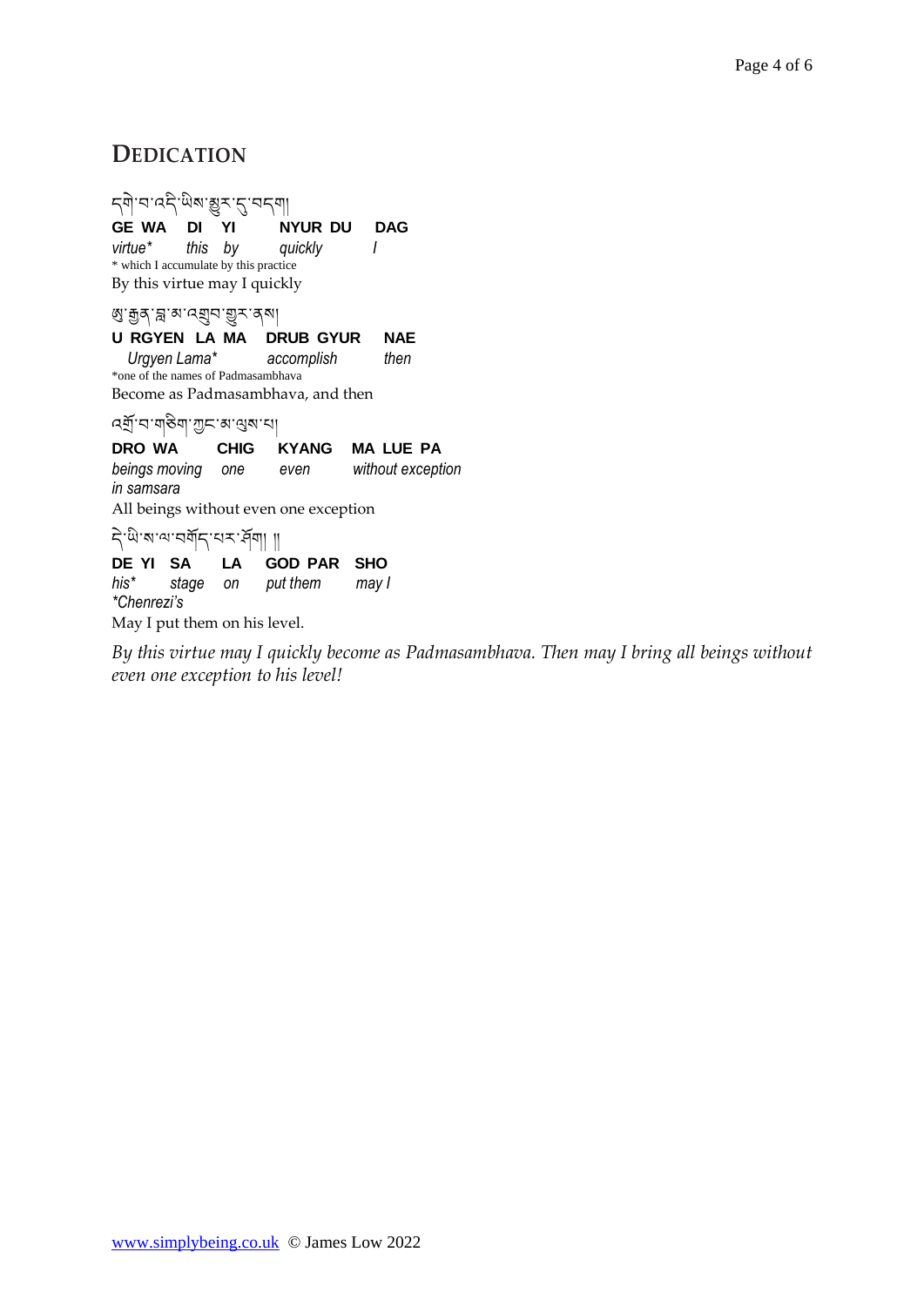## DEDICATION

དགེ་བ་འདི་ཡིས་མྱུར་དུ་བདག།

**GE WA DI YI NYUR DU DAG**

*virtue\* this by quickly I*

\* which I accumulate by this practice

By this virtue may I quickly

ཨུ་རྒྱན་བླ་མ་འགྲུབ་གྱུར་ནས།

**U RGYEN LA MA DRUB GYUR NAE**

*Urgyen Lama\* accomplish then*

\*one of the names of Padmasambhava

Become as Padmasambhava, and then

འགྲོ་བ་གཅིག་ཀྱང་མ་ལུས་པ།

**DRO WA CHIG KYANG MA LUE PA**

*beings moving in samsara one even without exception*

All beings without even one exception

དེ་ཡི་ས་ལ་བཀོད་པར་ཤོག །།

**DE YI SA LA GOD PAR SHO**

*his\* stage on put them may I*

*\*Chenrezi's*

May I put them on his level.

*By this virtue may I quickly become as Padmasambhava. Then may I bring all beings without even one exception to his level!*

www.simplybeing.co.uk © James Low 2022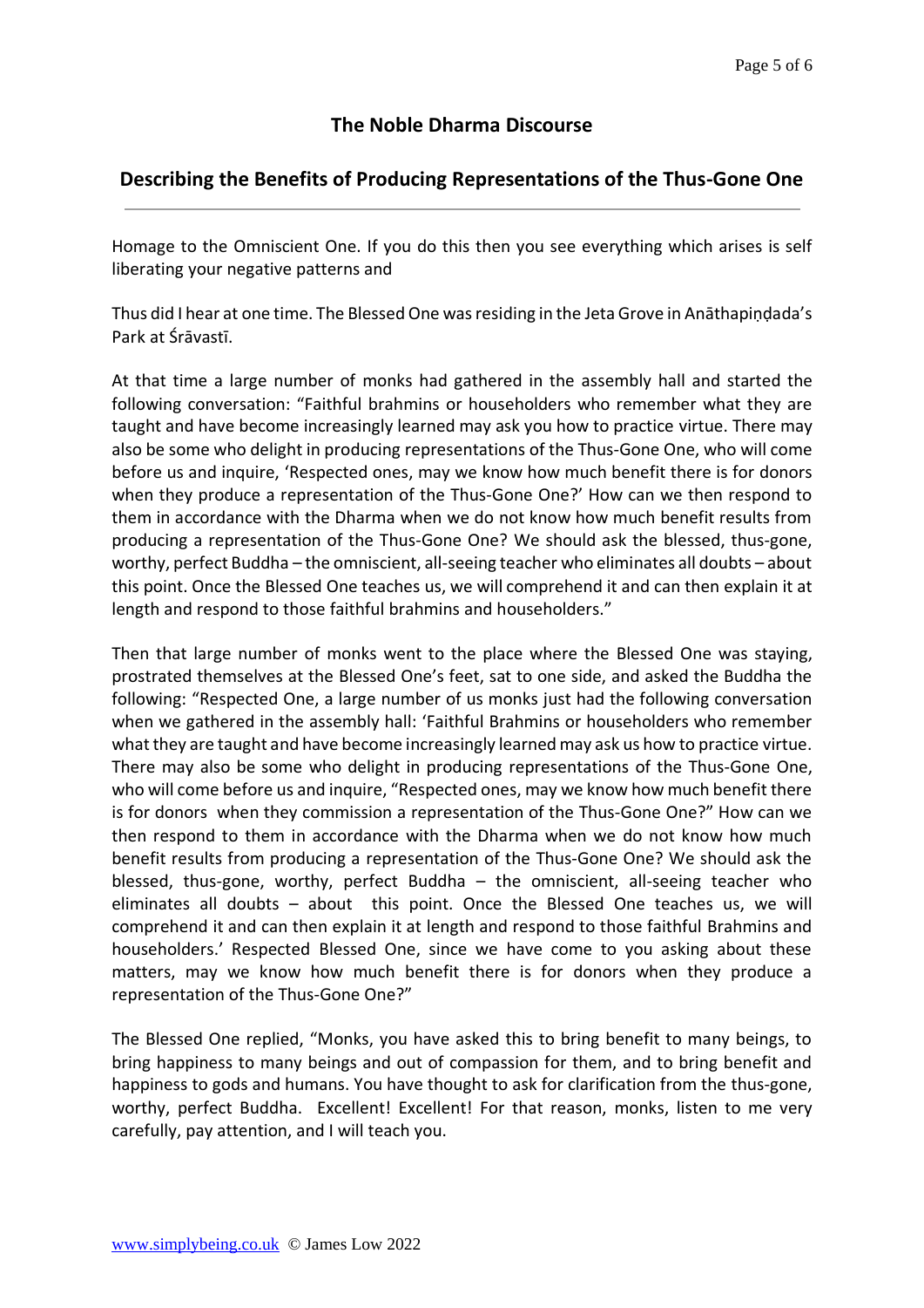# The Noble Dharma Discourse

## Describing the Benefits of Producing Representations of the Thus-Gone One

---

Homage to the Omniscient One. If you do this then you see everything which arises is self liberating your negative patterns and

Thus did I hear at one time. The Blessed One was residing in the Jeta Grove in Anāthapiṇḍada's Park at Śrāvastī.

At that time a large number of monks had gathered in the assembly hall and started the following conversation: "Faithful brahmins or householders who remember what they are taught and have become increasingly learned may ask you how to practice virtue. There may also be some who delight in producing representations of the Thus-Gone One, who will come before us and inquire, 'Respected ones, may we know how much benefit there is for donors when they produce a representation of the Thus-Gone One?' How can we then respond to them in accordance with the Dharma when we do not know how much benefit results from producing a representation of the Thus-Gone One? We should ask the blessed, thus-gone, worthy, perfect Buddha – the omniscient, all-seeing teacher who eliminates all doubts – about this point. Once the Blessed One teaches us, we will comprehend it and can then explain it at length and respond to those faithful brahmins and householders."

Then that large number of monks went to the place where the Blessed One was staying, prostrated themselves at the Blessed One's feet, sat to one side, and asked the Buddha the following: "Respected One, a large number of us monks just had the following conversation when we gathered in the assembly hall: 'Faithful Brahmins or householders who remember what they are taught and have become increasingly learned may ask us how to practice virtue. There may also be some who delight in producing representations of the Thus-Gone One, who will come before us and inquire, "Respected ones, may we know how much benefit there is for donors when they commission a representation of the Thus-Gone One?" How can we then respond to them in accordance with the Dharma when we do not know how much benefit results from producing a representation of the Thus-Gone One? We should ask the blessed, thus-gone, worthy, perfect Buddha – the omniscient, all-seeing teacher who eliminates all doubts – about this point. Once the Blessed One teaches us, we will comprehend it and can then explain it at length and respond to those faithful Brahmins and householders.' Respected Blessed One, since we have come to you asking about these matters, may we know how much benefit there is for donors when they produce a representation of the Thus-Gone One?"

The Blessed One replied, "Monks, you have asked this to bring benefit to many beings, to bring happiness to many beings and out of compassion for them, and to bring benefit and happiness to gods and humans. You have thought to ask for clarification from the thus-gone, worthy, perfect Buddha. Excellent! Excellent! For that reason, monks, listen to me very carefully, pay attention, and I will teach you.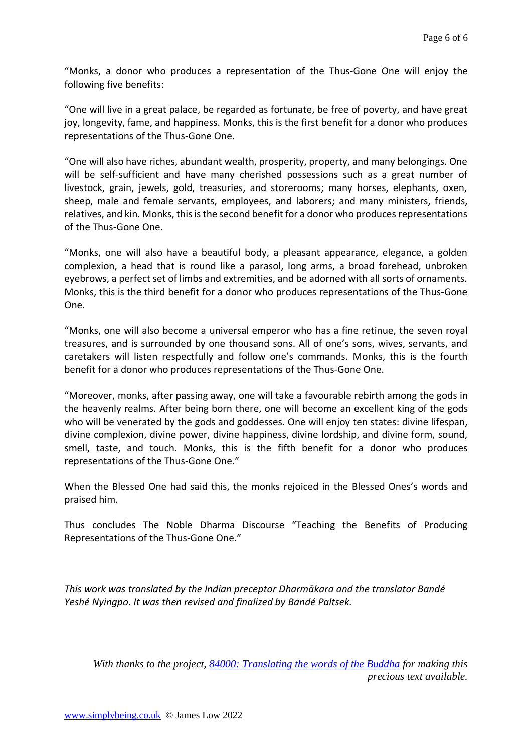"Monks, a donor who produces a representation of the Thus-Gone One will enjoy the following five benefits:

"One will live in a great palace, be regarded as fortunate, be free of poverty, and have great joy, longevity, fame, and happiness. Monks, this is the first benefit for a donor who produces representations of the Thus-Gone One.

"One will also have riches, abundant wealth, prosperity, property, and many belongings. One will be self-sufficient and have many cherished possessions such as a great number of livestock, grain, jewels, gold, treasuries, and storerooms; many horses, elephants, oxen, sheep, male and female servants, employees, and laborers; and many ministers, friends, relatives, and kin. Monks, this is the second benefit for a donor who produces representations of the Thus-Gone One.

"Monks, one will also have a beautiful body, a pleasant appearance, elegance, a golden complexion, a head that is round like a parasol, long arms, a broad forehead, unbroken eyebrows, a perfect set of limbs and extremities, and be adorned with all sorts of ornaments. Monks, this is the third benefit for a donor who produces representations of the Thus-Gone One.

"Monks, one will also become a universal emperor who has a fine retinue, the seven royal treasures, and is surrounded by one thousand sons. All of one's sons, wives, servants, and caretakers will listen respectfully and follow one's commands. Monks, this is the fourth benefit for a donor who produces representations of the Thus-Gone One.

"Moreover, monks, after passing away, one will take a favourable rebirth among the gods in the heavenly realms. After being born there, one will become an excellent king of the gods who will be venerated by the gods and goddesses. One will enjoy ten states: divine lifespan, divine complexion, divine power, divine happiness, divine lordship, and divine form, sound, smell, taste, and touch. Monks, this is the fifth benefit for a donor who produces representations of the Thus-Gone One."

When the Blessed One had said this, the monks rejoiced in the Blessed Ones's words and praised him.

Thus concludes The Noble Dharma Discourse "Teaching the Benefits of Producing Representations of the Thus-Gone One."

*This work was translated by the Indian preceptor Dharmākara and the translator Bandé Yeshé Nyingpo. It was then revised and finalized by Bandé Paltsek.*

*With thanks to the project, [84000: Translating the words of the Buddha] for making this precious text available.*

www.simplybeing.co.uk © James Low 2022